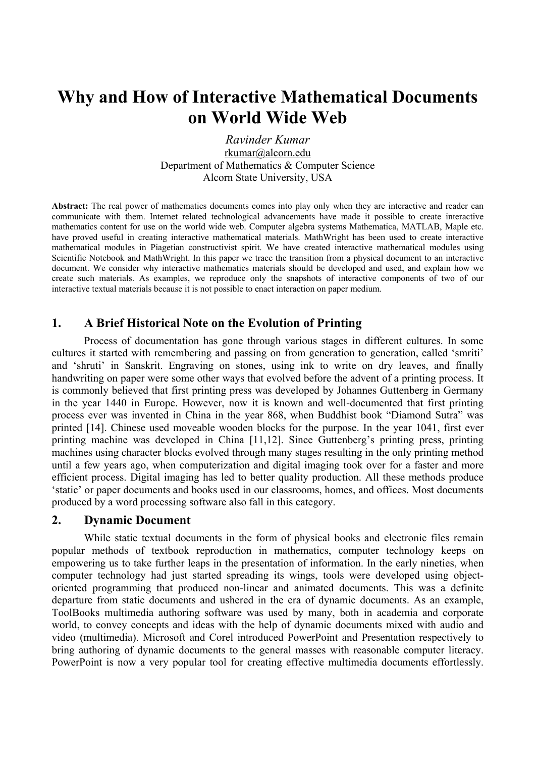# Why and How of Interactive Mathematical Documents on World Wide Web

*Ravinder Kumar*
rkumar@alcorn.edu
Department of Mathematics & Computer Science
Alcorn State University, USA

**Abstract:** The real power of mathematics documents comes into play only when they are interactive and reader can communicate with them. Internet related technological advancements have made it possible to create interactive mathematics content for use on the world wide web. Computer algebra systems Mathematica, MATLAB, Maple etc. have proved useful in creating interactive mathematical materials. MathWright has been used to create interactive mathematical modules in Piagetian constructivist spirit. We have created interactive mathematical modules using Scientific Notebook and MathWright. In this paper we trace the transition from a physical document to an interactive document. We consider why interactive mathematics materials should be developed and used, and explain how we create such materials. As examples, we reproduce only the snapshots of interactive components of two of our interactive textual materials because it is not possible to enact interaction on paper medium.

## 1. A Brief Historical Note on the Evolution of Printing

Process of documentation has gone through various stages in different cultures. In some cultures it started with remembering and passing on from generation to generation, called 'smriti' and 'shruti' in Sanskrit. Engraving on stones, using ink to write on dry leaves, and finally handwriting on paper were some other ways that evolved before the advent of a printing process. It is commonly believed that first printing press was developed by Johannes Guttenberg in Germany in the year 1440 in Europe. However, now it is known and well-documented that first printing process ever was invented in China in the year 868, when Buddhist book "Diamond Sutra" was printed [14]. Chinese used moveable wooden blocks for the purpose. In the year 1041, first ever printing machine was developed in China [11,12]. Since Guttenberg's printing press, printing machines using character blocks evolved through many stages resulting in the only printing method until a few years ago, when computerization and digital imaging took over for a faster and more efficient process. Digital imaging has led to better quality production. All these methods produce 'static' or paper documents and books used in our classrooms, homes, and offices. Most documents produced by a word processing software also fall in this category.

## 2. Dynamic Document

While static textual documents in the form of physical books and electronic files remain popular methods of textbook reproduction in mathematics, computer technology keeps on empowering us to take further leaps in the presentation of information. In the early nineties, when computer technology had just started spreading its wings, tools were developed using object-oriented programming that produced non-linear and animated documents. This was a definite departure from static documents and ushered in the era of dynamic documents. As an example, ToolBooks multimedia authoring software was used by many, both in academia and corporate world, to convey concepts and ideas with the help of dynamic documents mixed with audio and video (multimedia). Microsoft and Corel introduced PowerPoint and Presentation respectively to bring authoring of dynamic documents to the general masses with reasonable computer literacy. PowerPoint is now a very popular tool for creating effective multimedia documents effortlessly.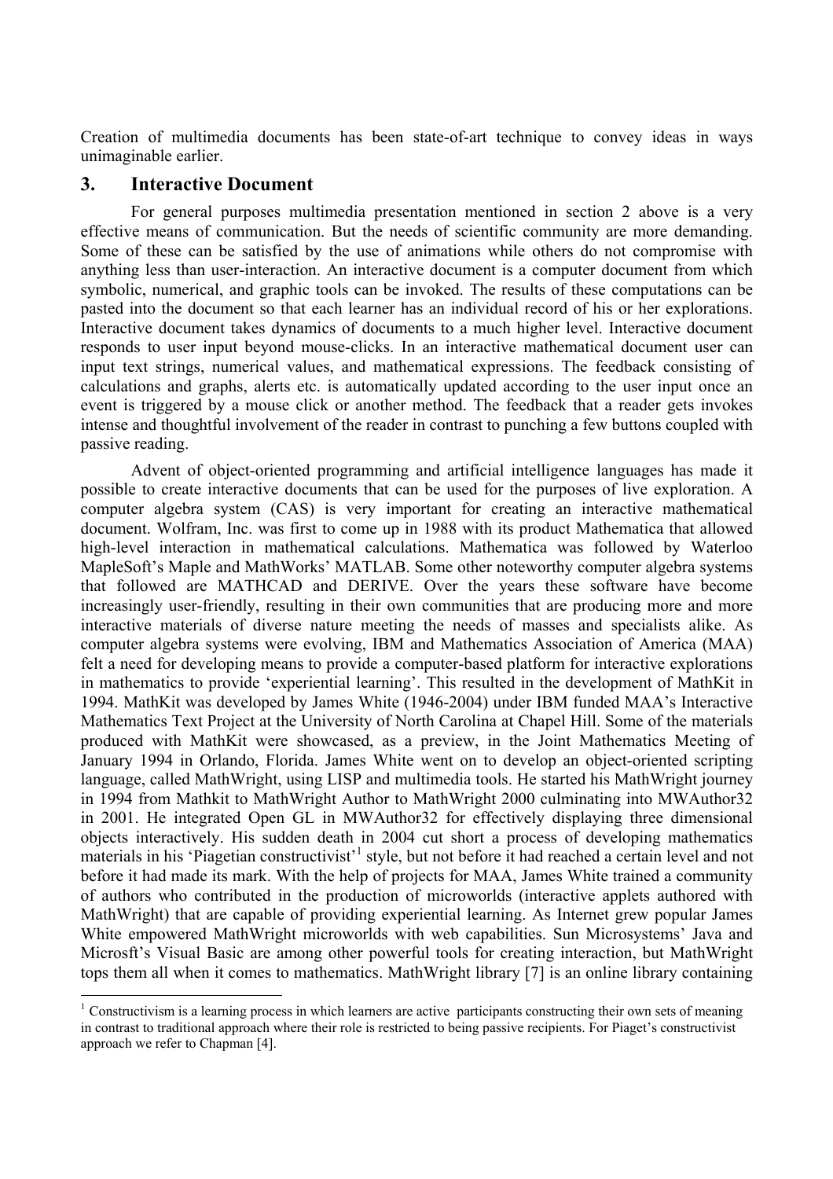Creation of multimedia documents has been state-of-art technique to convey ideas in ways unimaginable earlier.

## 3. Interactive Document

For general purposes multimedia presentation mentioned in section 2 above is a very effective means of communication. But the needs of scientific community are more demanding. Some of these can be satisfied by the use of animations while others do not compromise with anything less than user-interaction. An interactive document is a computer document from which symbolic, numerical, and graphic tools can be invoked. The results of these computations can be pasted into the document so that each learner has an individual record of his or her explorations. Interactive document takes dynamics of documents to a much higher level. Interactive document responds to user input beyond mouse-clicks. In an interactive mathematical document user can input text strings, numerical values, and mathematical expressions. The feedback consisting of calculations and graphs, alerts etc. is automatically updated according to the user input once an event is triggered by a mouse click or another method. The feedback that a reader gets invokes intense and thoughtful involvement of the reader in contrast to punching a few buttons coupled with passive reading.

Advent of object-oriented programming and artificial intelligence languages has made it possible to create interactive documents that can be used for the purposes of live exploration. A computer algebra system (CAS) is very important for creating an interactive mathematical document. Wolfram, Inc. was first to come up in 1988 with its product Mathematica that allowed high-level interaction in mathematical calculations. Mathematica was followed by Waterloo MapleSoft's Maple and MathWorks' MATLAB. Some other noteworthy computer algebra systems that followed are MATHCAD and DERIVE. Over the years these software have become increasingly user-friendly, resulting in their own communities that are producing more and more interactive materials of diverse nature meeting the needs of masses and specialists alike. As computer algebra systems were evolving, IBM and Mathematics Association of America (MAA) felt a need for developing means to provide a computer-based platform for interactive explorations in mathematics to provide 'experiential learning'. This resulted in the development of MathKit in 1994. MathKit was developed by James White (1946-2004) under IBM funded MAA's Interactive Mathematics Text Project at the University of North Carolina at Chapel Hill. Some of the materials produced with MathKit were showcased, as a preview, in the Joint Mathematics Meeting of January 1994 in Orlando, Florida. James White went on to develop an object-oriented scripting language, called MathWright, using LISP and multimedia tools. He started his MathWright journey in 1994 from Mathkit to MathWright Author to MathWright 2000 culminating into MWAuthor32 in 2001. He integrated Open GL in MWAuthor32 for effectively displaying three dimensional objects interactively. His sudden death in 2004 cut short a process of developing mathematics materials in his 'Piagetian constructivist'[1] style, but not before it had reached a certain level and not before it had made its mark. With the help of projects for MAA, James White trained a community of authors who contributed in the production of microworlds (interactive applets authored with MathWright) that are capable of providing experiential learning. As Internet grew popular James White empowered MathWright microworlds with web capabilities. Sun Microsystems' Java and Microsft's Visual Basic are among other powerful tools for creating interaction, but MathWright tops them all when it comes to mathematics. MathWright library [7] is an online library containing

[1] Constructivism is a learning process in which learners are active participants constructing their own sets of meaning in contrast to traditional approach where their role is restricted to being passive recipients. For Piaget's constructivist approach we refer to Chapman [4].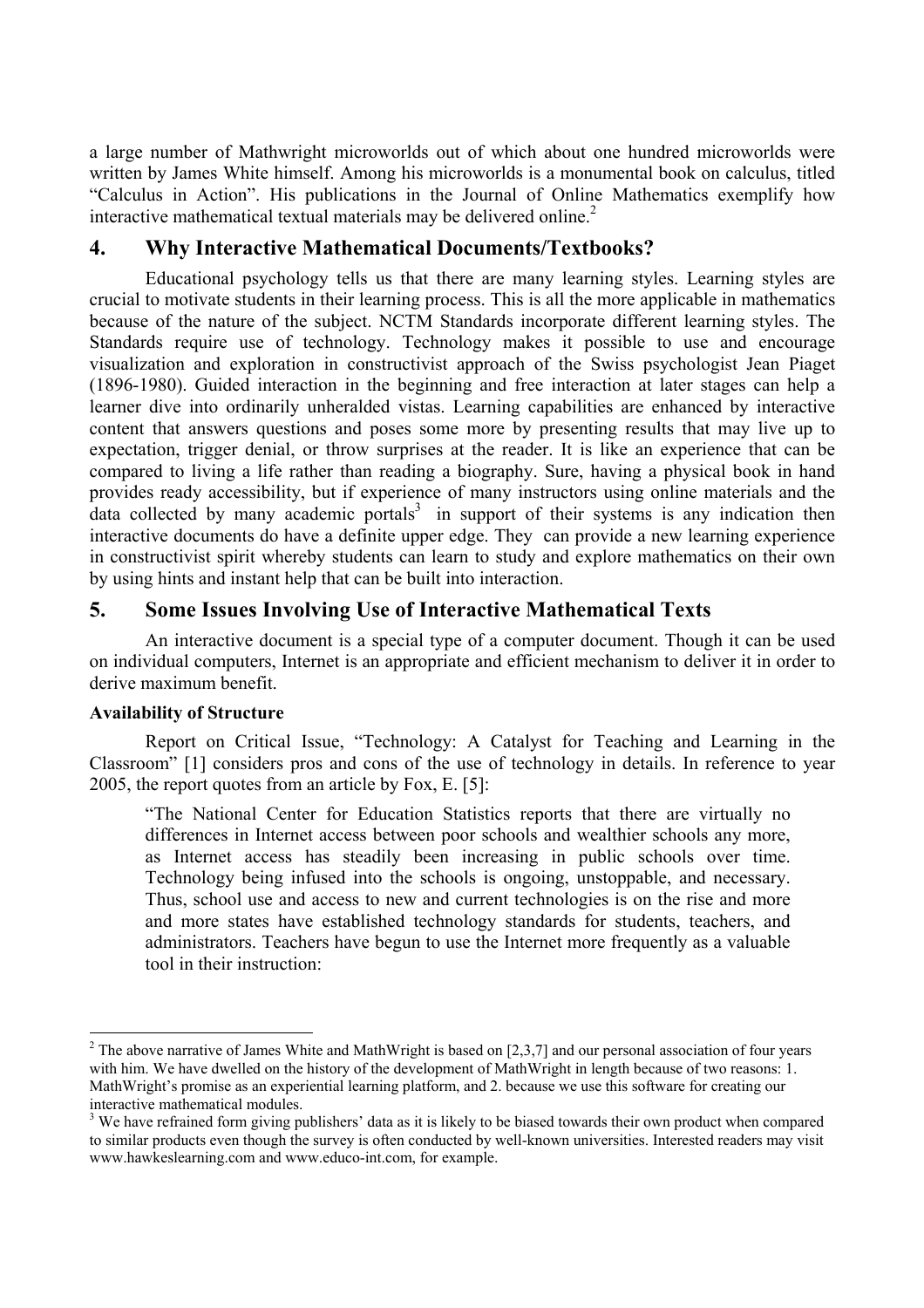a large number of Mathwright microworlds out of which about one hundred microworlds were written by James White himself. Among his microworlds is a monumental book on calculus, titled "Calculus in Action". His publications in the Journal of Online Mathematics exemplify how interactive mathematical textual materials may be delivered online.[2]

## 4. Why Interactive Mathematical Documents/Textbooks?

Educational psychology tells us that there are many learning styles. Learning styles are crucial to motivate students in their learning process. This is all the more applicable in mathematics because of the nature of the subject. NCTM Standards incorporate different learning styles. The Standards require use of technology. Technology makes it possible to use and encourage visualization and exploration in constructivist approach of the Swiss psychologist Jean Piaget (1896-1980). Guided interaction in the beginning and free interaction at later stages can help a learner dive into ordinarily unheralded vistas. Learning capabilities are enhanced by interactive content that answers questions and poses some more by presenting results that may live up to expectation, trigger denial, or throw surprises at the reader. It is like an experience that can be compared to living a life rather than reading a biography. Sure, having a physical book in hand provides ready accessibility, but if experience of many instructors using online materials and the data collected by many academic portals[3] in support of their systems is any indication then interactive documents do have a definite upper edge. They can provide a new learning experience in constructivist spirit whereby students can learn to study and explore mathematics on their own by using hints and instant help that can be built into interaction.

## 5. Some Issues Involving Use of Interactive Mathematical Texts

An interactive document is a special type of a computer document. Though it can be used on individual computers, Internet is an appropriate and efficient mechanism to deliver it in order to derive maximum benefit.

**Availability of Structure**

Report on Critical Issue, "Technology: A Catalyst for Teaching and Learning in the Classroom" [1] considers pros and cons of the use of technology in details. In reference to year 2005, the report quotes from an article by Fox, E. [5]:

> "The National Center for Education Statistics reports that there are virtually no differences in Internet access between poor schools and wealthier schools any more, as Internet access has steadily been increasing in public schools over time. Technology being infused into the schools is ongoing, unstoppable, and necessary. Thus, school use and access to new and current technologies is on the rise and more and more states have established technology standards for students, teachers, and administrators. Teachers have begun to use the Internet more frequently as a valuable tool in their instruction:

---

[2] The above narrative of James White and MathWright is based on [2,3,7] and our personal association of four years with him. We have dwelled on the history of the development of MathWright in length because of two reasons: 1. MathWright's promise as an experiential learning platform, and 2. because we use this software for creating our interactive mathematical modules.

[3] We have refrained form giving publishers' data as it is likely to be biased towards their own product when compared to similar products even though the survey is often conducted by well-known universities. Interested readers may visit www.hawkeslearning.com and www.educo-int.com, for example.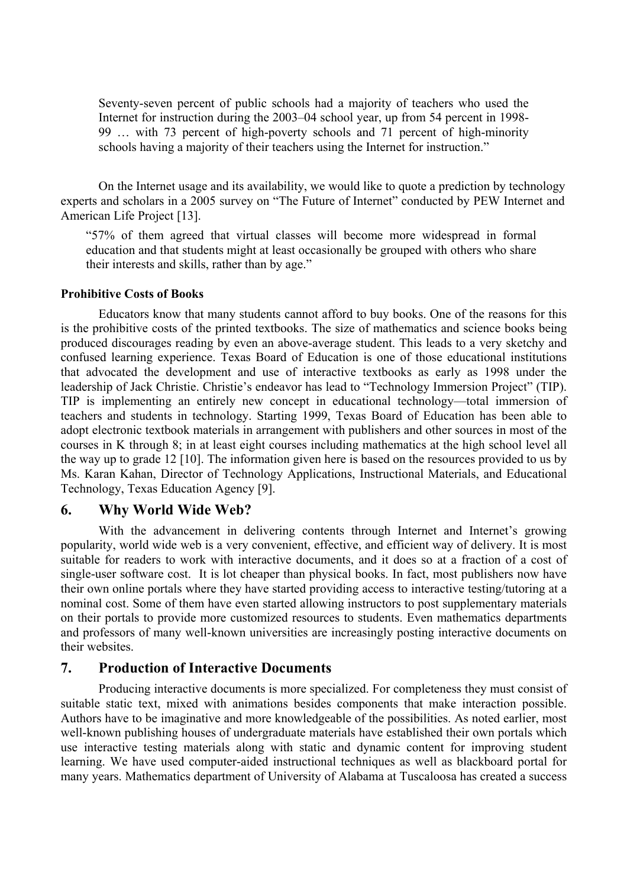> Seventy-seven percent of public schools had a majority of teachers who used the Internet for instruction during the 2003–04 school year, up from 54 percent in 1998-99 … with 73 percent of high-poverty schools and 71 percent of high-minority schools having a majority of their teachers using the Internet for instruction."

On the Internet usage and its availability, we would like to quote a prediction by technology experts and scholars in a 2005 survey on "The Future of Internet" conducted by PEW Internet and American Life Project [13].

> "57% of them agreed that virtual classes will become more widespread in formal education and that students might at least occasionally be grouped with others who share their interests and skills, rather than by age."

**Prohibitive Costs of Books**

Educators know that many students cannot afford to buy books. One of the reasons for this is the prohibitive costs of the printed textbooks. The size of mathematics and science books being produced discourages reading by even an above-average student. This leads to a very sketchy and confused learning experience. Texas Board of Education is one of those educational institutions that advocated the development and use of interactive textbooks as early as 1998 under the leadership of Jack Christie. Christie's endeavor has lead to "Technology Immersion Project" (TIP). TIP is implementing an entirely new concept in educational technology—total immersion of teachers and students in technology. Starting 1999, Texas Board of Education has been able to adopt electronic textbook materials in arrangement with publishers and other sources in most of the courses in K through 8; in at least eight courses including mathematics at the high school level all the way up to grade 12 [10]. The information given here is based on the resources provided to us by Ms. Karan Kahan, Director of Technology Applications, Instructional Materials, and Educational Technology, Texas Education Agency [9].

## 6. Why World Wide Web?

With the advancement in delivering contents through Internet and Internet's growing popularity, world wide web is a very convenient, effective, and efficient way of delivery. It is most suitable for readers to work with interactive documents, and it does so at a fraction of a cost of single-user software cost. It is lot cheaper than physical books. In fact, most publishers now have their own online portals where they have started providing access to interactive testing/tutoring at a nominal cost. Some of them have even started allowing instructors to post supplementary materials on their portals to provide more customized resources to students. Even mathematics departments and professors of many well-known universities are increasingly posting interactive documents on their websites.

## 7. Production of Interactive Documents

Producing interactive documents is more specialized. For completeness they must consist of suitable static text, mixed with animations besides components that make interaction possible. Authors have to be imaginative and more knowledgeable of the possibilities. As noted earlier, most well-known publishing houses of undergraduate materials have established their own portals which use interactive testing materials along with static and dynamic content for improving student learning. We have used computer-aided instructional techniques as well as blackboard portal for many years. Mathematics department of University of Alabama at Tuscaloosa has created a success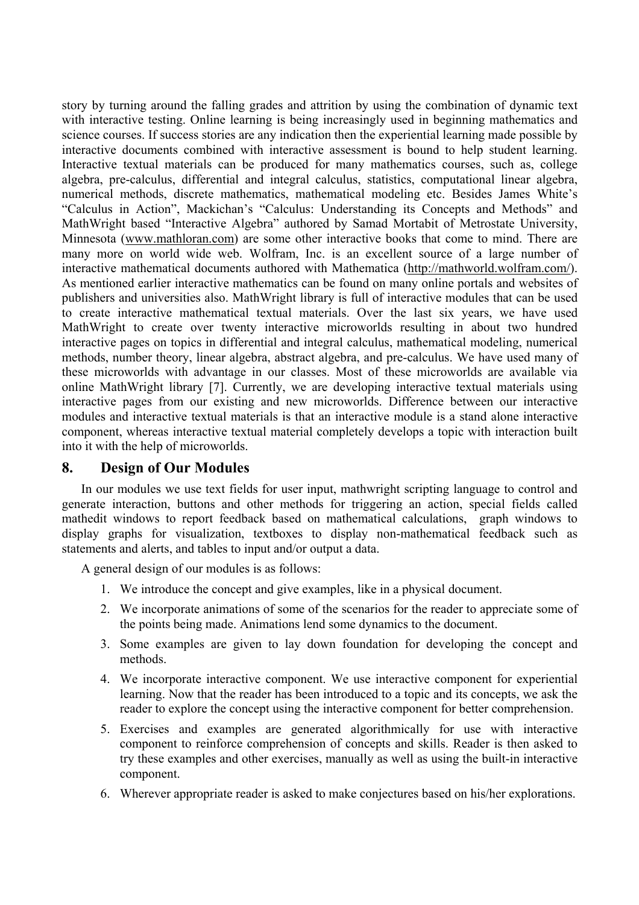story by turning around the falling grades and attrition by using the combination of dynamic text with interactive testing. Online learning is being increasingly used in beginning mathematics and science courses. If success stories are any indication then the experiential learning made possible by interactive documents combined with interactive assessment is bound to help student learning. Interactive textual materials can be produced for many mathematics courses, such as, college algebra, pre-calculus, differential and integral calculus, statistics, computational linear algebra, numerical methods, discrete mathematics, mathematical modeling etc. Besides James White's "Calculus in Action", Mackichan's "Calculus: Understanding its Concepts and Methods" and MathWright based "Interactive Algebra" authored by Samad Mortabit of Metrostate University, Minnesota (www.mathloran.com) are some other interactive books that come to mind. There are many more on world wide web. Wolfram, Inc. is an excellent source of a large number of interactive mathematical documents authored with Mathematica (http://mathworld.wolfram.com/). As mentioned earlier interactive mathematics can be found on many online portals and websites of publishers and universities also. MathWright library is full of interactive modules that can be used to create interactive mathematical textual materials. Over the last six years, we have used MathWright to create over twenty interactive microworlds resulting in about two hundred interactive pages on topics in differential and integral calculus, mathematical modeling, numerical methods, number theory, linear algebra, abstract algebra, and pre-calculus. We have used many of these microworlds with advantage in our classes. Most of these microworlds are available via online MathWright library [7]. Currently, we are developing interactive textual materials using interactive pages from our existing and new microworlds. Difference between our interactive modules and interactive textual materials is that an interactive module is a stand alone interactive component, whereas interactive textual material completely develops a topic with interaction built into it with the help of microworlds.

## 8. Design of Our Modules

In our modules we use text fields for user input, mathwright scripting language to control and generate interaction, buttons and other methods for triggering an action, special fields called mathedit windows to report feedback based on mathematical calculations, graph windows to display graphs for visualization, textboxes to display non-mathematical feedback such as statements and alerts, and tables to input and/or output a data.

A general design of our modules is as follows:

1. We introduce the concept and give examples, like in a physical document.
2. We incorporate animations of some of the scenarios for the reader to appreciate some of the points being made. Animations lend some dynamics to the document.
3. Some examples are given to lay down foundation for developing the concept and methods.
4. We incorporate interactive component. We use interactive component for experiential learning. Now that the reader has been introduced to a topic and its concepts, we ask the reader to explore the concept using the interactive component for better comprehension.
5. Exercises and examples are generated algorithmically for use with interactive component to reinforce comprehension of concepts and skills. Reader is then asked to try these examples and other exercises, manually as well as using the built-in interactive component.
6. Wherever appropriate reader is asked to make conjectures based on his/her explorations.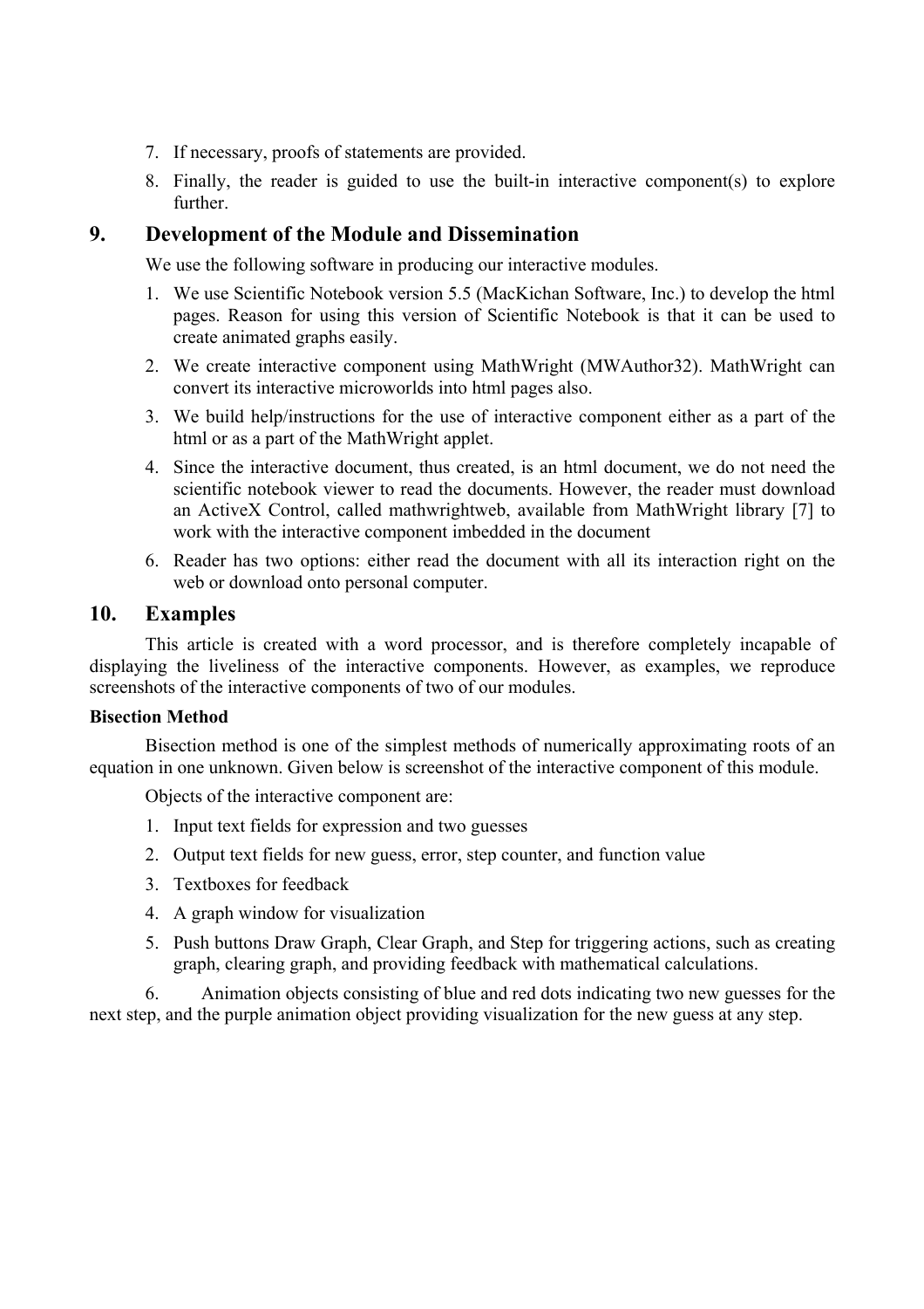7. If necessary, proofs of statements are provided.
8. Finally, the reader is guided to use the built-in interactive component(s) to explore further.

## 9. Development of the Module and Dissemination

We use the following software in producing our interactive modules.

1. We use Scientific Notebook version 5.5 (MacKichan Software, Inc.) to develop the html pages. Reason for using this version of Scientific Notebook is that it can be used to create animated graphs easily.
2. We create interactive component using MathWright (MWAuthor32). MathWright can convert its interactive microworlds into html pages also.
3. We build help/instructions for the use of interactive component either as a part of the html or as a part of the MathWright applet.
4. Since the interactive document, thus created, is an html document, we do not need the scientific notebook viewer to read the documents. However, the reader must download an ActiveX Control, called mathwrightweb, available from MathWright library [7] to work with the interactive component imbedded in the document

6. Reader has two options: either read the document with all its interaction right on the web or download onto personal computer.

## 10. Examples

This article is created with a word processor, and is therefore completely incapable of displaying the liveliness of the interactive components. However, as examples, we reproduce screenshots of the interactive components of two of our modules.

**Bisection Method**

Bisection method is one of the simplest methods of numerically approximating roots of an equation in one unknown. Given below is screenshot of the interactive component of this module.

Objects of the interactive component are:

1. Input text fields for expression and two guesses
2. Output text fields for new guess, error, step counter, and function value
3. Textboxes for feedback
4. A graph window for visualization
5. Push buttons Draw Graph, Clear Graph, and Step for triggering actions, such as creating graph, clearing graph, and providing feedback with mathematical calculations.

6. Animation objects consisting of blue and red dots indicating two new guesses for the next step, and the purple animation object providing visualization for the new guess at any step.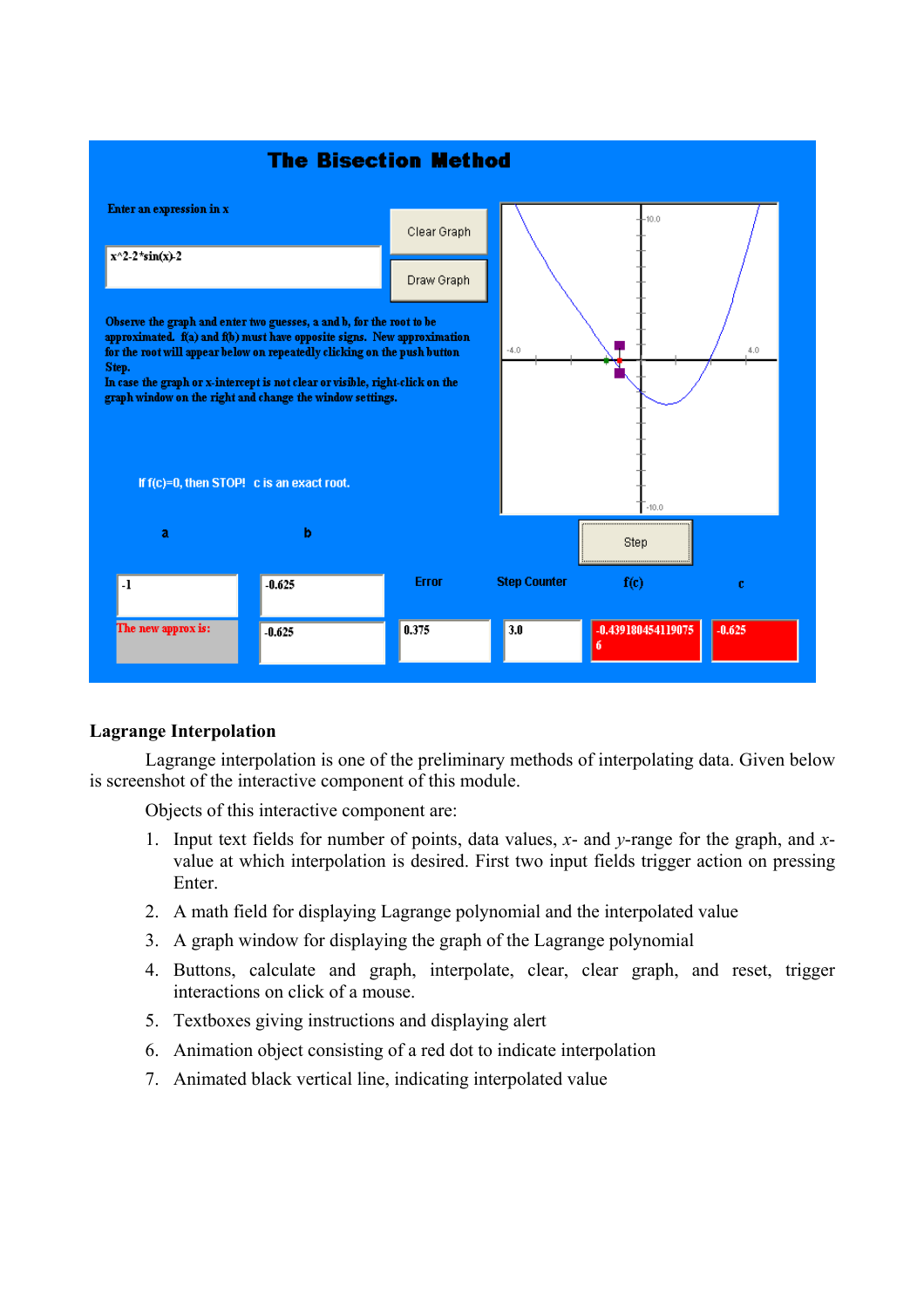## Lagrange Interpolation

Lagrange interpolation is one of the preliminary methods of interpolating data. Given below is screenshot of the interactive component of this module.

Objects of this interactive component are:

1. Input text fields for number of points, data values, $x$- and $y$-range for the graph, and $x$-value at which interpolation is desired. First two input fields trigger action on pressing Enter.
2. A math field for displaying Lagrange polynomial and the interpolated value
3. A graph window for displaying the graph of the Lagrange polynomial
4. Buttons, calculate and graph, interpolate, clear, clear graph, and reset, trigger interactions on click of a mouse.
5. Textboxes giving instructions and displaying alert
6. Animation object consisting of a red dot to indicate interpolation
7. Animated black vertical line, indicating interpolated value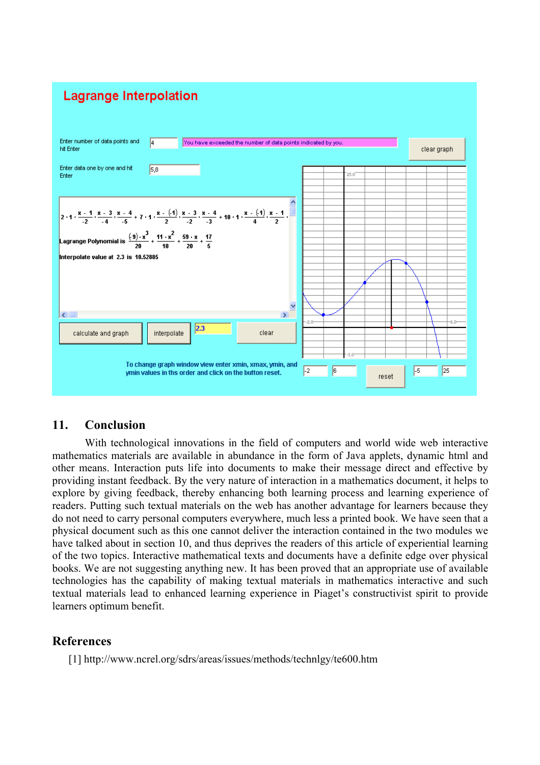**Lagrange Interpolation**

Enter number of data points and hit Enter: 4

You have exceeded the number of data points indicated by you.

clear graph

Enter data one by one and hit Enter: 5,8

$2\cdot 1\cdot\frac{x-1}{-2}\cdot\frac{x-3}{-4}\cdot\frac{x-4}{-5}+7\cdot 1\cdot\frac{x-(-1)}{2}\cdot\frac{x-3}{-2}\cdot\frac{x-4}{-3}+10\cdot 1\cdot\frac{x-(-1)}{4}\cdot\frac{x-1}{2}\cdot$

Lagrange Polynomial is $\frac{(-9)\cdot x^3}{20}+\frac{11\cdot x^2}{10}+\frac{59\cdot x}{20}+\frac{17}{5}$

Interpolate value at 2.3 is 10.52885

calculate and graph | interpolate | 2.3 | clear

To change graph window view enter xmin, xmax, ymin, and ymin values in ths order and click on the button reset.

-2 | 6 | reset | -5 | 25

## 11. Conclusion

With technological innovations in the field of computers and world wide web interactive mathematics materials are available in abundance in the form of Java applets, dynamic html and other means. Interaction puts life into documents to make their message direct and effective by providing instant feedback. By the very nature of interaction in a mathematics document, it helps to explore by giving feedback, thereby enhancing both learning process and learning experience of readers. Putting such textual materials on the web has another advantage for learners because they do not need to carry personal computers everywhere, much less a printed book. We have seen that a physical document such as this one cannot deliver the interaction contained in the two modules we have talked about in section 10, and thus deprives the readers of this article of experiential learning of the two topics. Interactive mathematical texts and documents have a definite edge over physical books. We are not suggesting anything new. It has been proved that an appropriate use of available technologies has the capability of making textual materials in mathematics interactive and such textual materials lead to enhanced learning experience in Piaget's constructivist spirit to provide learners optimum benefit.

## References

[1] http://www.ncrel.org/sdrs/areas/issues/methods/technlgy/te600.htm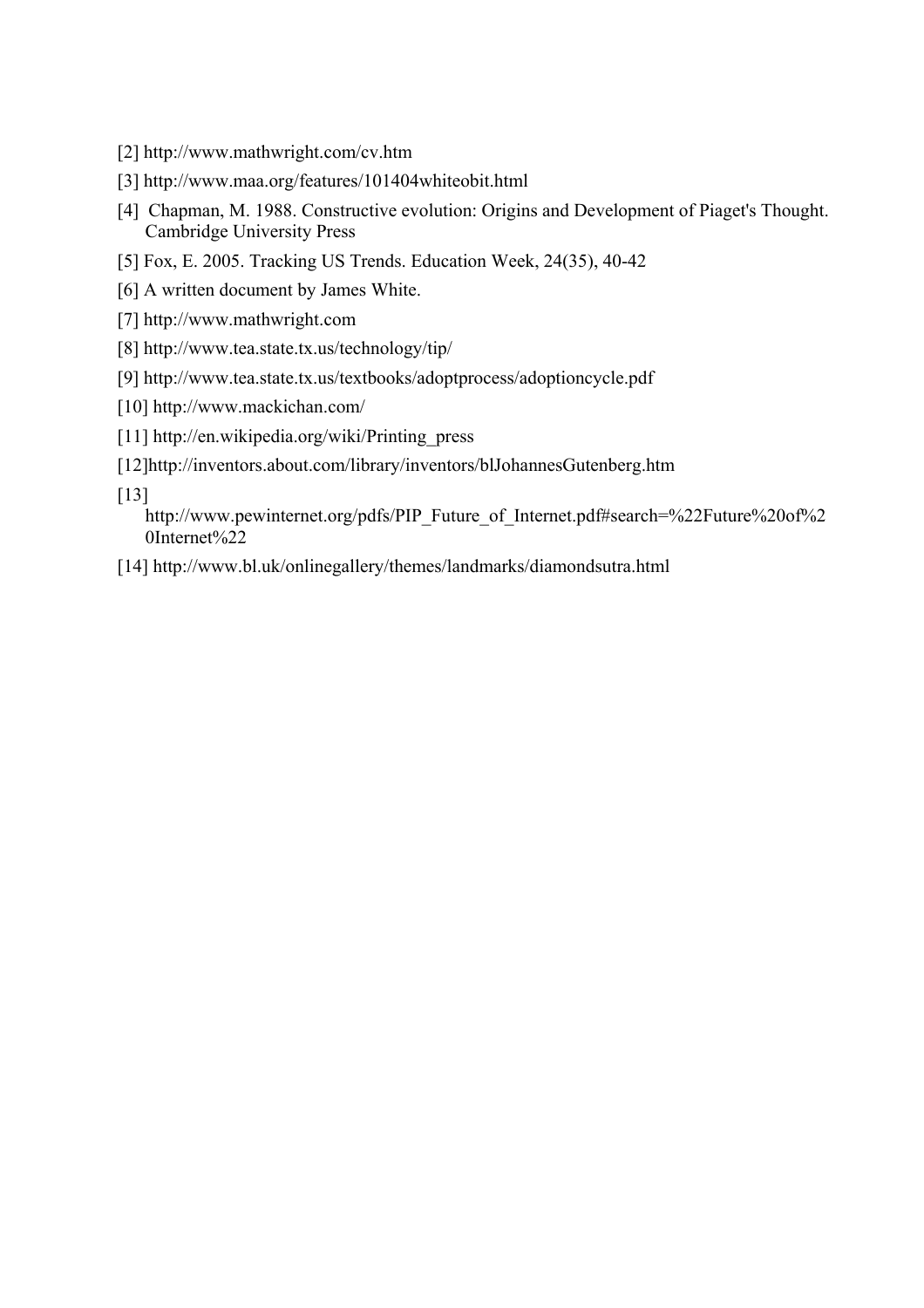[2] http://www.mathwright.com/cv.htm

[3] http://www.maa.org/features/101404whiteobit.html

[4] Chapman, M. 1988. Constructive evolution: Origins and Development of Piaget's Thought. Cambridge University Press

[5] Fox, E. 2005. Tracking US Trends. Education Week, 24(35), 40-42

[6] A written document by James White.

[7] http://www.mathwright.com

[8] http://www.tea.state.tx.us/technology/tip/

[9] http://www.tea.state.tx.us/textbooks/adoptprocess/adoptioncycle.pdf

[10] http://www.mackichan.com/

[11] http://en.wikipedia.org/wiki/Printing_press

[12]http://inventors.about.com/library/inventors/blJohannesGutenberg.htm

[13] http://www.pewinternet.org/pdfs/PIP_Future_of_Internet.pdf#search=%22Future%20of%20Internet%22

[14] http://www.bl.uk/onlinegallery/themes/landmarks/diamondsutra.html